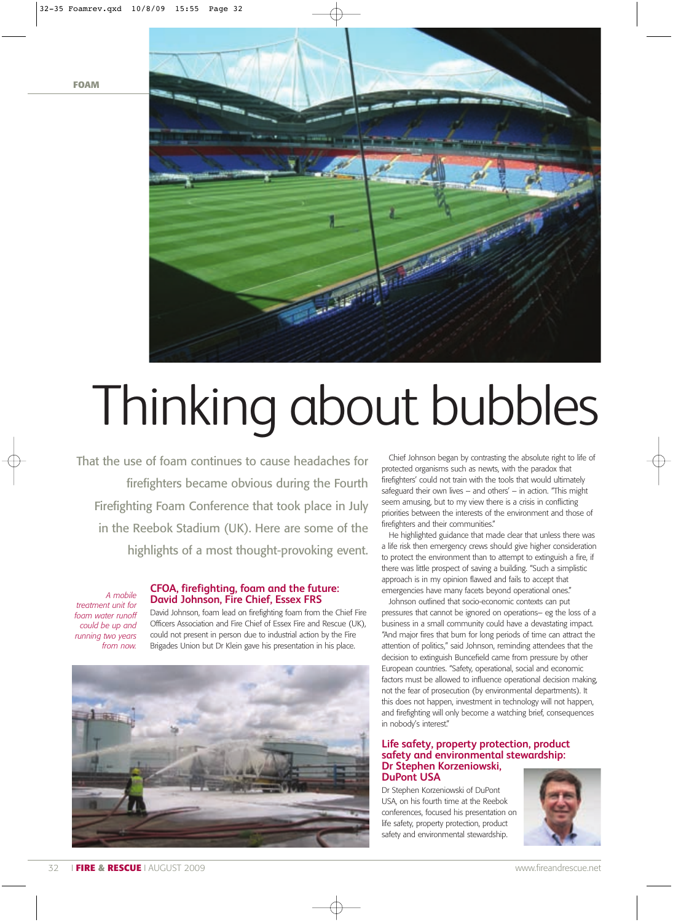# Thinking about bubbles

That the use of foam continues to cause headaches for firefighters became obvious during the Fourth Firefighting Foam Conference that took place in July in the Reebok Stadium (UK). Here are some of the highlights of a most thought-provoking event.

*A mobile treatment unit for foam water runoff could be up and running two years from now.*

## CFOA, firefighting, foam and the future: David Johnson, Fire Chief, Essex FRS

David Johnson, foam lead on firefighting foam from the Chief Fire Officers Association and Fire Chief of Essex Fire and Rescue (UK), could not present in person due to industrial action by the Fire Brigades Union but Dr Klein gave his presentation in his place.

Chief Johnson began by contrasting the absolute right to life of protected organisms such as newts, with the paradox that firefighters' could not train with the tools that would ultimately safeguard their own lives – and others' – in action. "This might seem amusing, but to my view there is a crisis in conflicting priorities between the interests of the environment and those of firefighters and their communities."

He highlighted guidance that made clear that unless there was a life risk then emergency crews should give higher consideration to protect the environment than to attempt to extinguish a fire, if there was little prospect of saving a building. "Such a simplistic approach is in my opinion flawed and fails to accept that emergencies have many facets beyond operational ones."

Johnson outlined that socio-economic contexts can put pressures that cannot be ignored on operations– eg the loss of a business in a small community could have a devastating impact. "And major fires that burn for long periods of time can attract the attention of politics," said Johnson, reminding attendees that the decision to extinguish Buncefield came from pressure by other European countries. "Safety, operational, social and economic factors must be allowed to influence operational decision making, not the fear of prosecution (by environmental departments). It this does not happen, investment in technology will not happen, and firefighting will only become a watching brief, consequences in nobody's interest."

## Life safety, property protection, product safety and environmental stewardship: Dr Stephen Korzeniowski, DuPont USA

Dr Stephen Korzeniowski of DuPont USA, on his fourth time at the Reebok conferences, focused his presentation on life safety, property protection, product safety and environmental stewardship.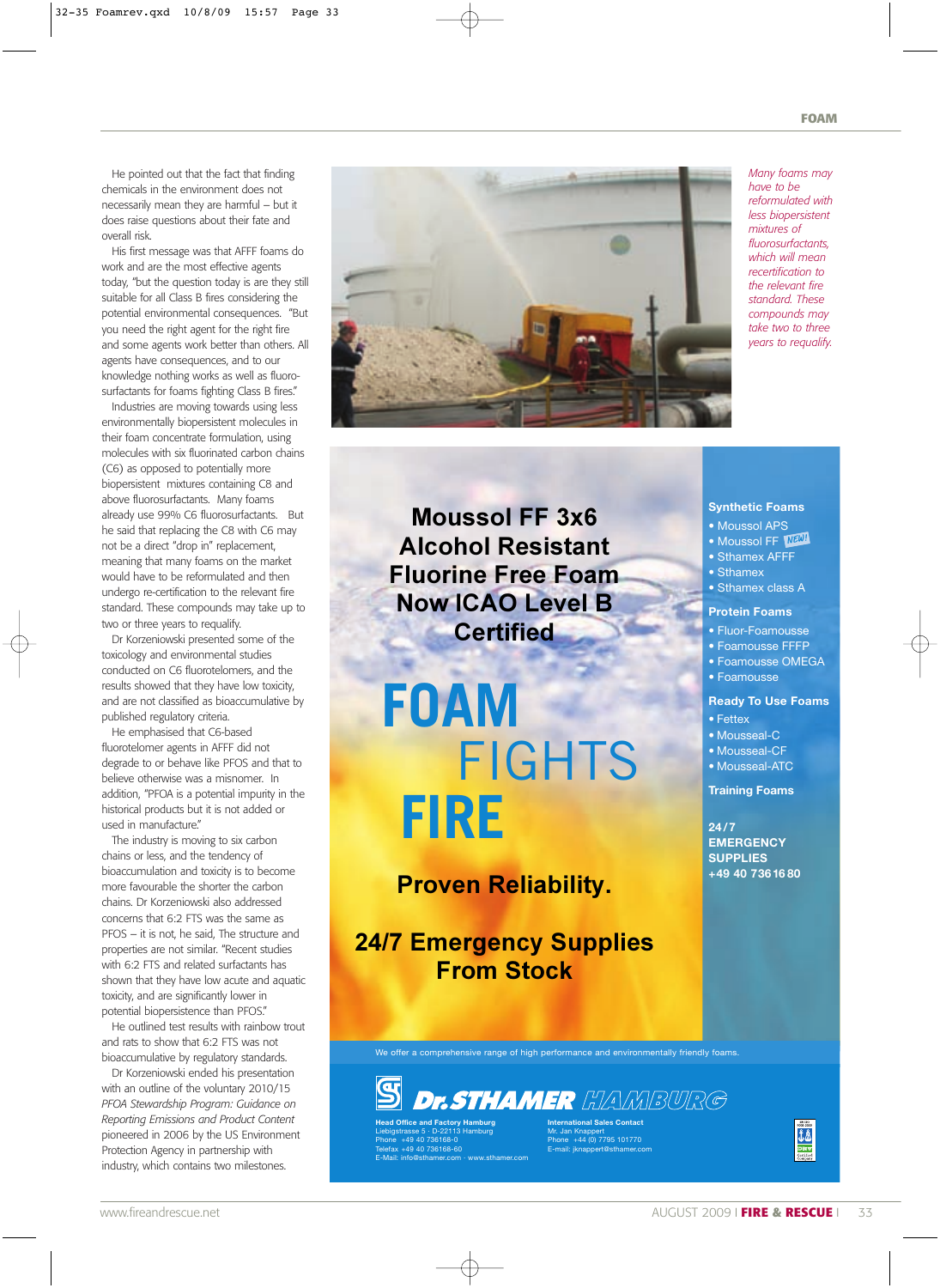He pointed out that the fact that finding chemicals in the environment does not necessarily mean they are harmful – but it does raise questions about their fate and overall risk.

His first message was that AFFF foams do work and are the most effective agents today, "but the question today is are they still suitable for all Class B fires considering the potential environmental consequences. "But you need the right agent for the right fire and some agents work better than others. All agents have consequences, and to our knowledge nothing works as well as fluoro-surfactants for foams fighting Class B fires."

Industries are moving towards using less environmentally biopersistent molecules in their foam concentrate formulation, using molecules with six fluorinated carbon chains (C6) as opposed to potentially more biopersistent mixtures containing C8 and above fluorosurfactants. Many foams already use 99% C6 fluorosurfactants. But he said that replacing the C8 with C6 may not be a direct "drop in" replacement, meaning that many foams on the market would have to be reformulated and then undergo re-certification to the relevant fire standard. These compounds may take up to two or three years to requalify.

Dr Korzeniowski presented some of the toxicology and environmental studies conducted on C6 fluorotelomers, and the results showed that they have low toxicity, and are not classified as bioaccumulative by published regulatory criteria.

He emphasised that C6-based fluorotelomer agents in AFFF did not degrade to or behave like PFOS and that to believe otherwise was a misnomer. In addition, "PFOA is a potential impurity in the historical products but it is not added or used in manufacture."

The industry is moving to six carbon chains or less, and the tendency of bioaccumulation and toxicity is to become more favourable the shorter the carbon chains. Dr Korzeniowski also addressed concerns that 6:2 FTS was the same as PFOS – it is not, he said, The structure and properties are not similar. "Recent studies with 6:2 FTS and related surfactants has shown that they have low acute and aquatic toxicity, and are significantly lower in potential biopersistence than PFOS."

He outlined test results with rainbow trout and rats to show that 6:2 FTS was not bioaccumulative by regulatory standards.

Dr Korzeniowski ended his presentation with an outline of the voluntary 2010/15 *PFOA Stewardship Program: Guidance on Reporting Emissions and Product Content* pioneered in 2006 by the US Environment Protection Agency in partnership with industry, which contains two milestones.

*Many foams may have to be reformulated with less biopersistent mixtures of fluorosurfactants, which will mean recertification to the relevant fire standard. These compounds may take two to three years to requalify.*

**Moussol FF 3x6 Alcohol Resistant Fluorine Free Foam Now ICAO Level B Certified**

**FOAM FIGHTS FIRE**

**Proven Reliability.**

**24/7 Emergency Supplies From Stock**

**Synthetic Foams**
- Moussol APS
- Moussol FF NEW!
- Sthamex AFFF
- Sthamex
- Sthamex class A

**Protein Foams**
- Fluor-Foamousse
- Foamousse FFFP
- Foamousse OMEGA
- Foamousse

**Ready To Use Foams**
- Fettex
- Mousseal-C
- Mousseal-CF
- Mousseal-ATC

**Training Foams**

**24/7 EMERGENCY SUPPLIES +49 40 736 16 80**

We offer a comprehensive range of high performance and environmentally friendly foams.

**Dr. STHAMER HAMBURG**

**Head Office and Factory Hamburg**
Liebigstrasse 5 · D-22113 Hamburg
Phone +49 40 736168-0
Telefax +49 40 736168-60
E-Mail: info@sthamer.com · www.sthamer.com

**International Sales Contact**
Mr. Jan Knappert
Phone +44 (0) 7795 101770
E-mail: jknappert@sthamer.com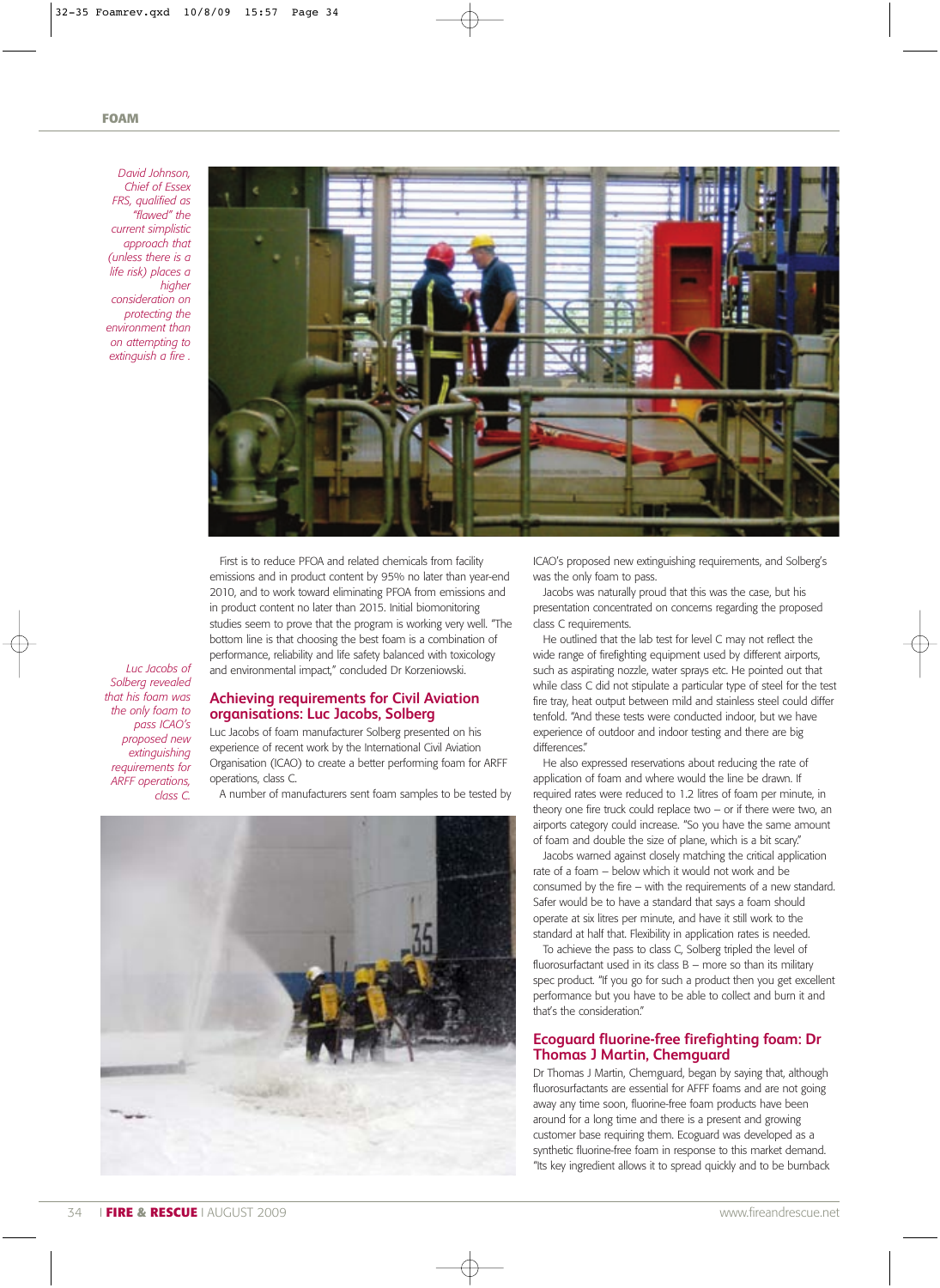*David Johnson, Chief of Essex FRS, qualified as "flawed" the current simplistic approach that (unless there is a life risk) places a higher consideration on protecting the environment than on attempting to extinguish a fire .*

First is to reduce PFOA and related chemicals from facility emissions and in product content by 95% no later than year-end 2010, and to work toward eliminating PFOA from emissions and in product content no later than 2015. Initial biomonitoring studies seem to prove that the program is working very well. "The bottom line is that choosing the best foam is a combination of performance, reliability and life safety balanced with toxicology and environmental impact," concluded Dr Korzeniowski.

*Luc Jacobs of Solberg revealed that his foam was the only foam to pass ICAO's proposed new extinguishing requirements for ARFF operations, class C.*

## Achieving requirements for Civil Aviation organisations: Luc Jacobs, Solberg

Luc Jacobs of foam manufacturer Solberg presented on his experience of recent work by the International Civil Aviation Organisation (ICAO) to create a better performing foam for ARFF operations, class C.

A number of manufacturers sent foam samples to be tested by ICAO's proposed new extinguishing requirements, and Solberg's was the only foam to pass.

Jacobs was naturally proud that this was the case, but his presentation concentrated on concerns regarding the proposed class C requirements.

He outlined that the lab test for level C may not reflect the wide range of firefighting equipment used by different airports, such as aspirating nozzle, water sprays etc. He pointed out that while class C did not stipulate a particular type of steel for the test fire tray, heat output between mild and stainless steel could differ tenfold. "And these tests were conducted indoor, but we have experience of outdoor and indoor testing and there are big differences."

He also expressed reservations about reducing the rate of application of foam and where would the line be drawn. If required rates were reduced to 1.2 litres of foam per minute, in theory one fire truck could replace two – or if there were two, an airports category could increase. "So you have the same amount of foam and double the size of plane, which is a bit scary."

Jacobs warned against closely matching the critical application rate of a foam – below which it would not work and be consumed by the fire – with the requirements of a new standard. Safer would be to have a standard that says a foam should operate at six litres per minute, and have it still work to the standard at half that. Flexibility in application rates is needed.

To achieve the pass to class C, Solberg tripled the level of fluorosurfactant used in its class B – more so than its military spec product. "If you go for such a product then you get excellent performance but you have to be able to collect and burn it and that's the consideration."

## Ecoguard fluorine-free firefighting foam: Dr Thomas J Martin, Chemguard

Dr Thomas J Martin, Chemguard, began by saying that, although fluorosurfactants are essential for AFFF foams and are not going away any time soon, fluorine-free foam products have been around for a long time and there is a present and growing customer base requiring them. Ecoguard was developed as a synthetic fluorine-free foam in response to this market demand. "Its key ingredient allows it to spread quickly and to be burnback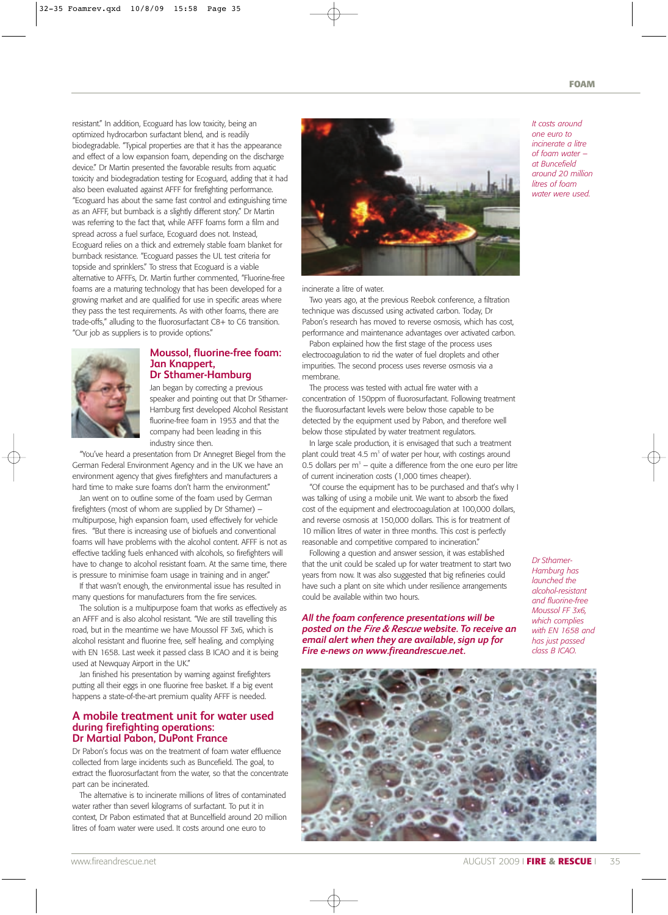resistant." In addition, Ecoguard has low toxicity, being an optimized hydrocarbon surfactant blend, and is readily biodegradable. "Typical properties are that it has the appearance and effect of a low expansion foam, depending on the discharge device." Dr Martin presented the favorable results from aquatic toxicity and biodegradation testing for Ecoguard, adding that it had also been evaluated against AFFF for firefighting performance. "Ecoguard has about the same fast control and extinguishing time as an AFFF, but burnback is a slightly different story." Dr Martin was referring to the fact that, while AFFF foams form a film and spread across a fuel surface, Ecoguard does not. Instead, Ecoguard relies on a thick and extremely stable foam blanket for burnback resistance. "Ecoguard passes the UL test criteria for topside and sprinklers." To stress that Ecoguard is a viable alternative to AFFFs, Dr. Martin further commented, "Fluorine-free foams are a maturing technology that has been developed for a growing market and are qualified for use in specific areas where they pass the test requirements. As with other foams, there are trade-offs," alluding to the fluorosurfactant C8+ to C6 transition. "Our job as suppliers is to provide options."

## Moussol, fluorine-free foam: Jan Knappert, Dr Sthamer-Hamburg

Jan began by correcting a previous speaker and pointing out that Dr Sthamer-Hamburg first developed Alcohol Resistant fluorine-free foam in 1953 and that the company had been leading in this industry since then.

"You've heard a presentation from Dr Annegret Biegel from the German Federal Environment Agency and in the UK we have an environment agency that gives firefighters and manufacturers a hard time to make sure foams don't harm the environment."

Jan went on to outline some of the foam used by German firefighters (most of whom are supplied by Dr Sthamer) – multipurpose, high expansion foam, used effectively for vehicle fires. "But there is increasing use of biofuels and conventional foams will have problems with the alcohol content. AFFF is not as effective tackling fuels enhanced with alcohols, so firefighters will have to change to alcohol resistant foam. At the same time, there is pressure to minimise foam usage in training and in anger."

If that wasn't enough, the environmental issue has resulted in many questions for manufacturers from the fire services.

The solution is a multipurpose foam that works as effectively as an AFFF and is also alcohol resistant. "We are still travelling this road, but in the meantime we have Moussol FF 3x6, which is alcohol resistant and fluorine free, self healing, and complying with EN 1658. Last week it passed class B ICAO and it is being used at Newquay Airport in the UK."

Jan finished his presentation by warning against firefighters putting all their eggs in one fluorine free basket. If a big event happens a state-of-the-art premium quality AFFF is needed.

## A mobile treatment unit for water used during firefighting operations: Dr Martial Pabon, DuPont France

Dr Pabon's focus was on the treatment of foam water effluence collected from large incidents such as Buncefield. The goal, to extract the fluorosurfactant from the water, so that the concentrate part can be incinerated.

The alternative is to incinerate millions of litres of contaminated water rather than severl kilograms of surfactant. To put it in context, Dr Pabon estimated that at Buncefield around 20 million litres of foam water were used. It costs around one euro to incinerate a litre of water.

*It costs around one euro to incinerate a litre of foam water – at Buncefield around 20 million litres of foam water were used.*

Two years ago, at the previous Reebok conference, a filtration technique was discussed using activated carbon. Today, Dr Pabon's research has moved to reverse osmosis, which has cost, performance and maintenance advantages over activated carbon.

Pabon explained how the first stage of the process uses electrocoagulation to rid the water of fuel droplets and other impurities. The second process uses reverse osmosis via a membrane.

The process was tested with actual fire water with a concentration of 150ppm of fluorosurfactant. Following treatment the fluorosurfactant levels were below those capable to be detected by the equipment used by Pabon, and therefore well below those stipulated by water treatment regulators.

In large scale production, it is envisaged that such a treatment plant could treat 4.5 $m^3$ of water per hour, with costings around 0.5 dollars per $m^3$ – quite a difference from the one euro per litre of current incineration costs (1,000 times cheaper).

"Of course the equipment has to be purchased and that's why I was talking of using a mobile unit. We want to absorb the fixed cost of the equipment and electrocoagulation at 100,000 dollars, and reverse osmosis at 150,000 dollars. This is for treatment of 10 million litres of water in three months. This cost is perfectly reasonable and competitive compared to incineration."

Following a question and answer session, it was established that the unit could be scaled up for water treatment to start two years from now. It was also suggested that big refineries could have such a plant on site which under resilience arrangements could be available within two hours.

***All the foam conference presentations will be posted on the Fire & Rescue website. To receive an email alert when they are available, sign up for Fire e-news on www.fireandrescue.net.***

*Dr Sthamer-Hamburg has launched the alcohol-resistant and fluorine-free Moussol FF 3x6, which complies with EN 1658 and has just passed class B ICAO.*